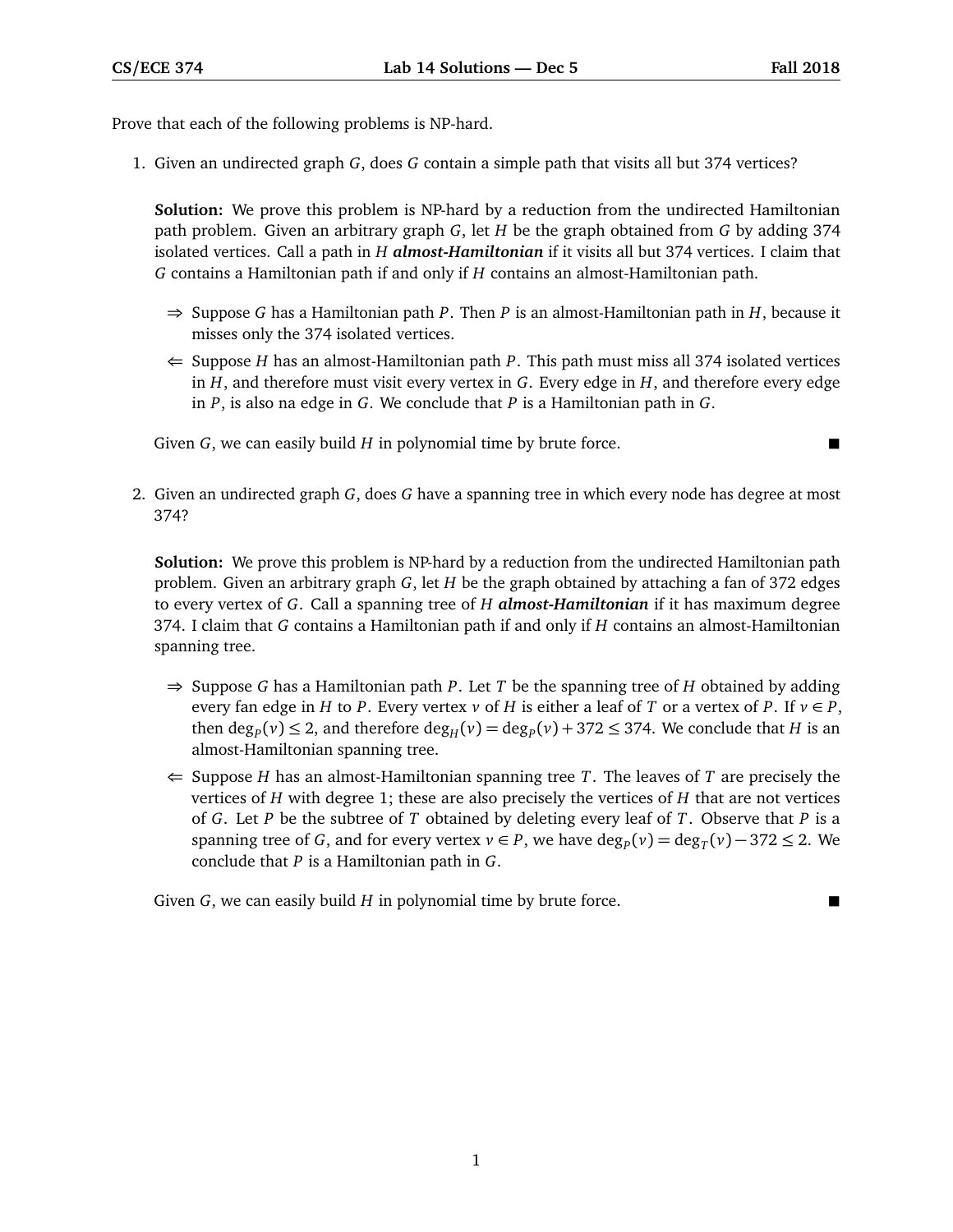Prove that each of the following problems is NP-hard.

1. Given an undirected graph $G$, does $G$ contain a simple path that visits all but 374 vertices?

   **Solution:** We prove this problem is NP-hard by a reduction from the undirected Hamiltonian path problem. Given an arbitrary graph $G$, let $H$ be the graph obtained from $G$ by adding 374 isolated vertices. Call a path in $H$ ***almost-Hamiltonian*** if it visits all but 374 vertices. I claim that $G$ contains a Hamiltonian path if and only if $H$ contains an almost-Hamiltonian path.

   - $\Rightarrow$ Suppose $G$ has a Hamiltonian path $P$. Then $P$ is an almost-Hamiltonian path in $H$, because it misses only the 374 isolated vertices.
   - $\Leftarrow$ Suppose $H$ has an almost-Hamiltonian path $P$. This path must miss all 374 isolated vertices in $H$, and therefore must visit every vertex in $G$. Every edge in $H$, and therefore every edge in $P$, is also na edge in $G$. We conclude that $P$ is a Hamiltonian path in $G$.

   Given $G$, we can easily build $H$ in polynomial time by brute force. ■

2. Given an undirected graph $G$, does $G$ have a spanning tree in which every node has degree at most 374?

   **Solution:** We prove this problem is NP-hard by a reduction from the undirected Hamiltonian path problem. Given an arbitrary graph $G$, let $H$ be the graph obtained by attaching a fan of 372 edges to every vertex of $G$. Call a spanning tree of $H$ ***almost-Hamiltonian*** if it has maximum degree 374. I claim that $G$ contains a Hamiltonian path if and only if $H$ contains an almost-Hamiltonian spanning tree.

   - $\Rightarrow$ Suppose $G$ has a Hamiltonian path $P$. Let $T$ be the spanning tree of $H$ obtained by adding every fan edge in $H$ to $P$. Every vertex $v$ of $H$ is either a leaf of $T$ or a vertex of $P$. If $v \in P$, then $\deg_P(v) \leq 2$, and therefore $\deg_H(v) = \deg_P(v) + 372 \leq 374$. We conclude that $H$ is an almost-Hamiltonian spanning tree.
   - $\Leftarrow$ Suppose $H$ has an almost-Hamiltonian spanning tree $T$. The leaves of $T$ are precisely the vertices of $H$ with degree 1; these are also precisely the vertices of $H$ that are not vertices of $G$. Let $P$ be the subtree of $T$ obtained by deleting every leaf of $T$. Observe that $P$ is a spanning tree of $G$, and for every vertex $v \in P$, we have $\deg_P(v) = \deg_T(v) - 372 \leq 2$. We conclude that $P$ is a Hamiltonian path in $G$.

   Given $G$, we can easily build $H$ in polynomial time by brute force. ■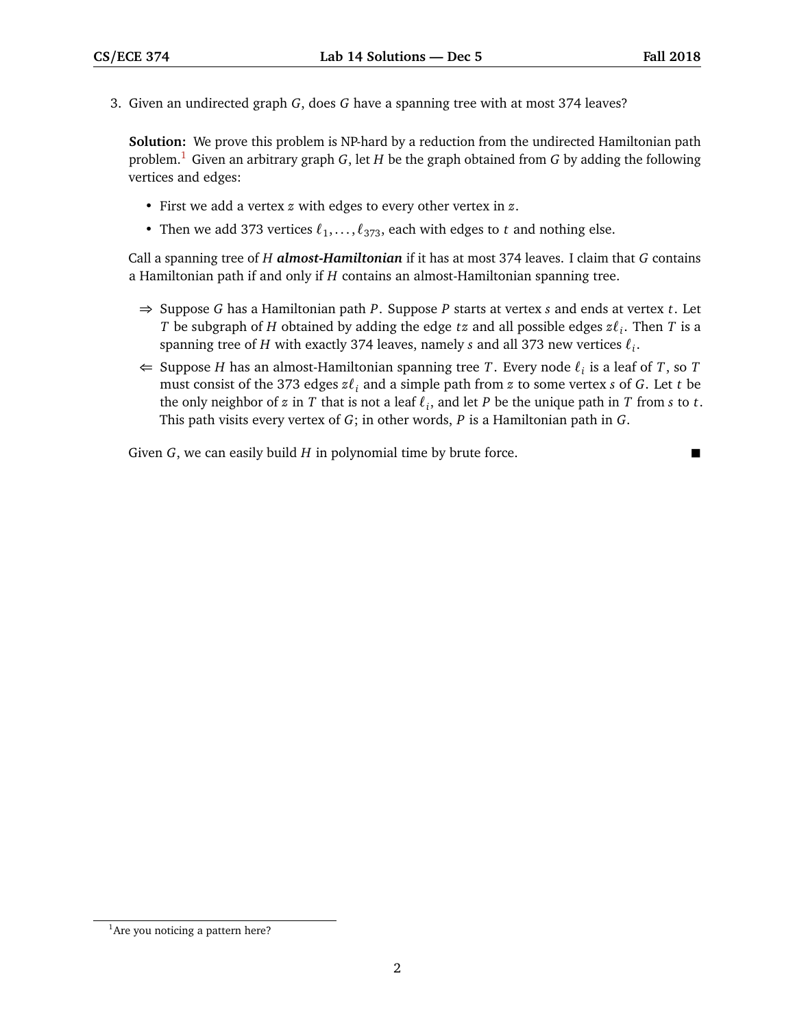3. Given an undirected graph $G$, does $G$ have a spanning tree with at most 374 leaves?

**Solution:** We prove this problem is NP-hard by a reduction from the undirected Hamiltonian path problem.[1] Given an arbitrary graph $G$, let $H$ be the graph obtained from $G$ by adding the following vertices and edges:

- First we add a vertex $z$ with edges to every other vertex in $z$.
- Then we add 373 vertices $\ell_1, \ldots, \ell_{373}$, each with edges to $t$ and nothing else.

Call a spanning tree of $H$ ***almost-Hamiltonian*** if it has at most 374 leaves. I claim that $G$ contains a Hamiltonian path if and only if $H$ contains an almost-Hamiltonian spanning tree.

- $\Rightarrow$ Suppose $G$ has a Hamiltonian path $P$. Suppose $P$ starts at vertex $s$ and ends at vertex $t$. Let $T$ be subgraph of $H$ obtained by adding the edge $tz$ and all possible edges $z\ell_i$. Then $T$ is a spanning tree of $H$ with exactly 374 leaves, namely $s$ and all 373 new vertices $\ell_i$.
- $\Leftarrow$ Suppose $H$ has an almost-Hamiltonian spanning tree $T$. Every node $\ell_i$ is a leaf of $T$, so $T$ must consist of the 373 edges $z\ell_i$ and a simple path from $z$ to some vertex $s$ of $G$. Let $t$ be the only neighbor of $z$ in $T$ that is not a leaf $\ell_i$, and let $P$ be the unique path in $T$ from $s$ to $t$. This path visits every vertex of $G$; in other words, $P$ is a Hamiltonian path in $G$.

Given $G$, we can easily build $H$ in polynomial time by brute force. ■

[1] Are you noticing a pattern here?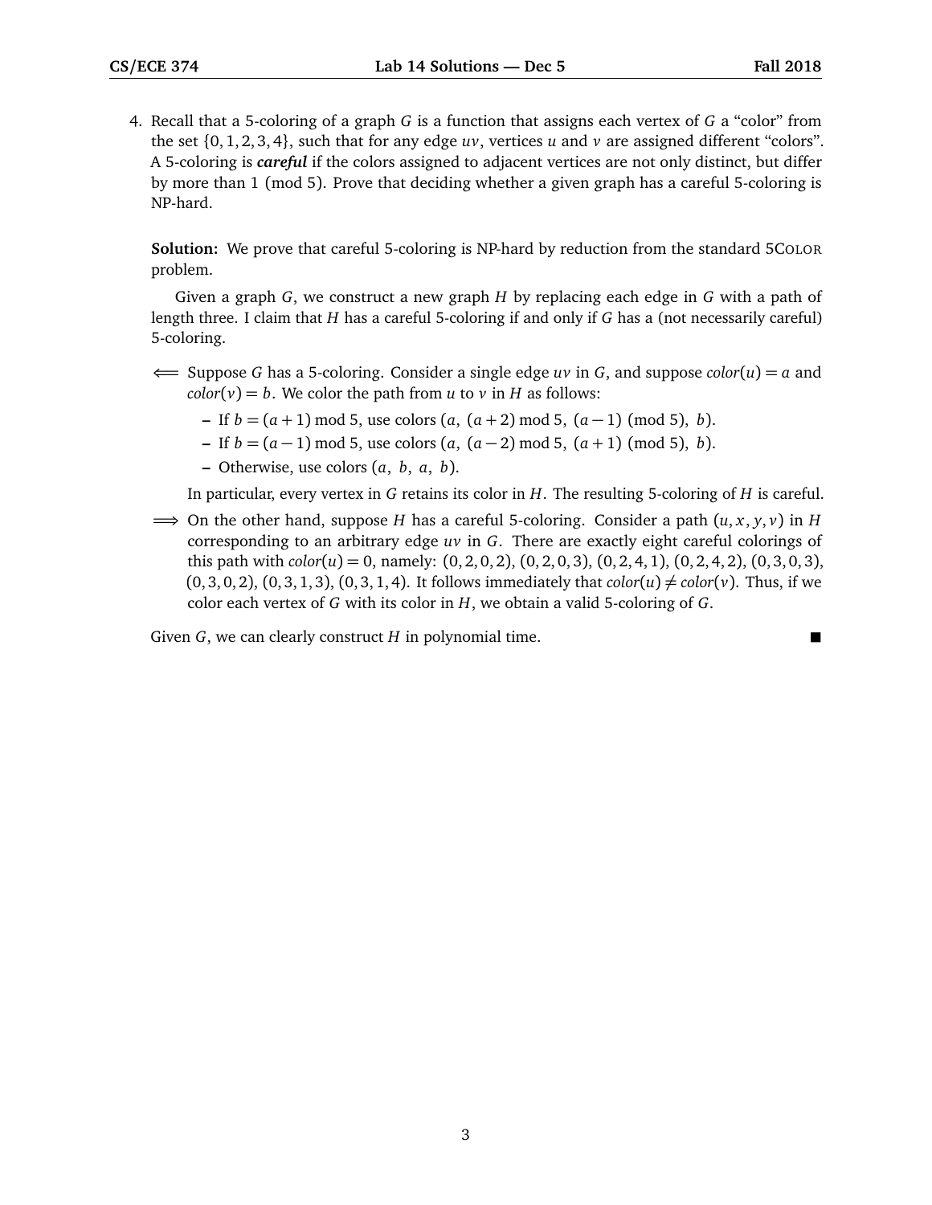4. Recall that a 5-coloring of a graph $G$ is a function that assigns each vertex of $G$ a "color" from the set $\{0, 1, 2, 3, 4\}$, such that for any edge $uv$, vertices $u$ and $v$ are assigned different "colors". A 5-coloring is ***careful*** if the colors assigned to adjacent vertices are not only distinct, but differ by more than 1 (mod 5). Prove that deciding whether a given graph has a careful 5-coloring is NP-hard.

**Solution:** We prove that careful 5-coloring is NP-hard by reduction from the standard 5COLOR problem.

Given a graph $G$, we construct a new graph $H$ by replacing each edge in $G$ with a path of length three. I claim that $H$ has a careful 5-coloring if and only if $G$ has a (not necessarily careful) 5-coloring.

$\Longleftarrow$ Suppose $G$ has a 5-coloring. Consider a single edge $uv$ in $G$, and suppose $color(u) = a$ and $color(v) = b$. We color the path from $u$ to $v$ in $H$ as follows:

- If $b = (a+1) \bmod 5$, use colors $(a,\ (a+2) \bmod 5,\ (a-1) \pmod 5,\ b)$.
- If $b = (a-1) \bmod 5$, use colors $(a,\ (a-2) \bmod 5,\ (a+1) \pmod 5,\ b)$.
- Otherwise, use colors $(a,\ b,\ a,\ b)$.

In particular, every vertex in $G$ retains its color in $H$. The resulting 5-coloring of $H$ is careful.

$\Longrightarrow$ On the other hand, suppose $H$ has a careful 5-coloring. Consider a path $(u, x, y, v)$ in $H$ corresponding to an arbitrary edge $uv$ in $G$. There are exactly eight careful colorings of this path with $color(u) = 0$, namely: $(0, 2, 0, 2)$, $(0, 2, 0, 3)$, $(0, 2, 4, 1)$, $(0, 2, 4, 2)$, $(0, 3, 0, 3)$, $(0, 3, 0, 2)$, $(0, 3, 1, 3)$, $(0, 3, 1, 4)$. It follows immediately that $color(u) \neq color(v)$. Thus, if we color each vertex of $G$ with its color in $H$, we obtain a valid 5-coloring of $G$.

Given $G$, we can clearly construct $H$ in polynomial time. ■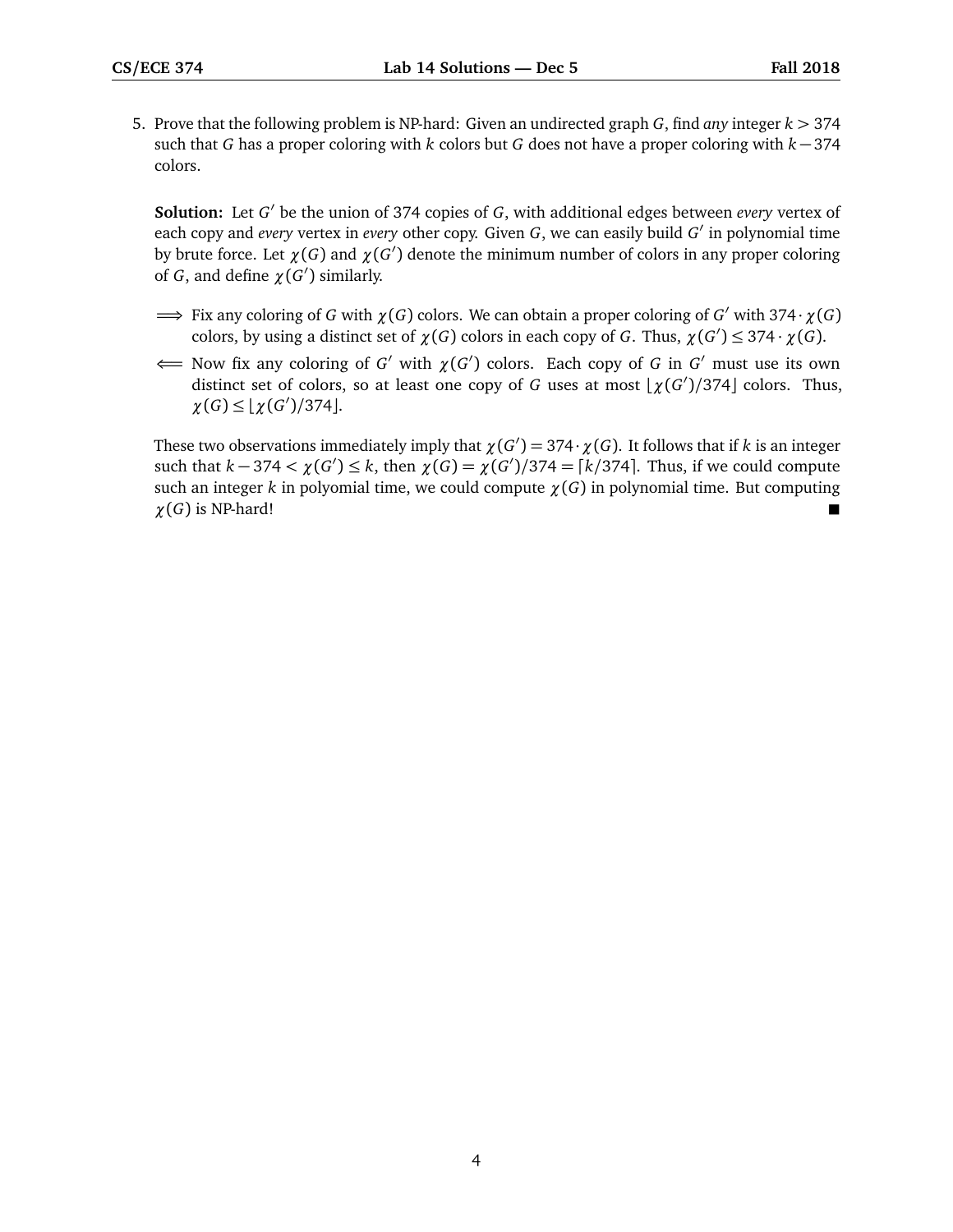5. Prove that the following problem is NP-hard: Given an undirected graph $G$, find *any* integer $k > 374$ such that $G$ has a proper coloring with $k$ colors but $G$ does not have a proper coloring with $k - 374$ colors.

**Solution:** Let $G'$ be the union of 374 copies of $G$, with additional edges between *every* vertex of each copy and *every* vertex in *every* other copy. Given $G$, we can easily build $G'$ in polynomial time by brute force. Let $\chi(G)$ and $\chi(G')$ denote the minimum number of colors in any proper coloring of $G$, and define $\chi(G')$ similarly.

- $\Longrightarrow$ Fix any coloring of $G$ with $\chi(G)$ colors. We can obtain a proper coloring of $G'$ with $374 \cdot \chi(G)$ colors, by using a distinct set of $\chi(G)$ colors in each copy of $G$. Thus, $\chi(G') \le 374 \cdot \chi(G)$.
- $\Longleftarrow$ Now fix any coloring of $G'$ with $\chi(G')$ colors. Each copy of $G$ in $G'$ must use its own distinct set of colors, so at least one copy of $G$ uses at most $\lfloor \chi(G')/374 \rfloor$ colors. Thus, $\chi(G) \le \lfloor \chi(G')/374 \rfloor$.

These two observations immediately imply that $\chi(G') = 374 \cdot \chi(G)$. It follows that if $k$ is an integer such that $k - 374 < \chi(G') \le k$, then $\chi(G) = \chi(G')/374 = \lceil k/374 \rceil$. Thus, if we could compute such an integer $k$ in polyomial time, we could compute $\chi(G)$ in polynomial time. But computing $\chi(G)$ is NP-hard! ■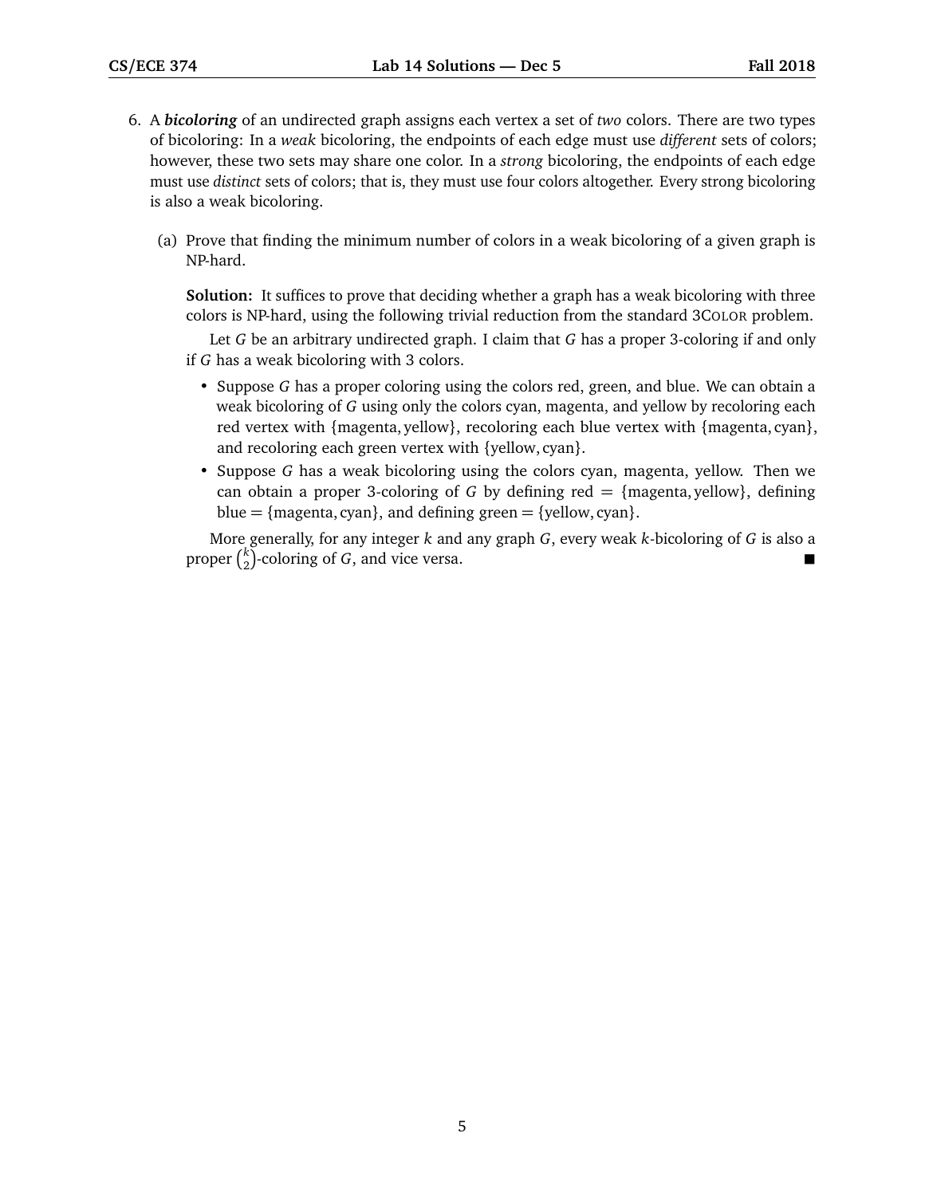6. A ***bicoloring*** of an undirected graph assigns each vertex a set of *two* colors. There are two types of bicoloring: In a *weak* bicoloring, the endpoints of each edge must use *different* sets of colors; however, these two sets may share one color. In a *strong* bicoloring, the endpoints of each edge must use *distinct* sets of colors; that is, they must use four colors altogether. Every strong bicoloring is also a weak bicoloring.

   (a) Prove that finding the minimum number of colors in a weak bicoloring of a given graph is NP-hard.

   **Solution:** It suffices to prove that deciding whether a graph has a weak bicoloring with three colors is NP-hard, using the following trivial reduction from the standard 3COLOR problem.

   Let $G$ be an arbitrary undirected graph. I claim that $G$ has a proper 3-coloring if and only if $G$ has a weak bicoloring with 3 colors.

   - Suppose $G$ has a proper coloring using the colors red, green, and blue. We can obtain a weak bicoloring of $G$ using only the colors cyan, magenta, and yellow by recoloring each red vertex with $\{\text{magenta}, \text{yellow}\}$, recoloring each blue vertex with $\{\text{magenta}, \text{cyan}\}$, and recoloring each green vertex with $\{\text{yellow}, \text{cyan}\}$.
   - Suppose $G$ has a weak bicoloring using the colors cyan, magenta, yellow. Then we can obtain a proper 3-coloring of $G$ by defining red $= \{\text{magenta}, \text{yellow}\}$, defining blue $= \{\text{magenta}, \text{cyan}\}$, and defining green $= \{\text{yellow}, \text{cyan}\}$.

   More generally, for any integer $k$ and any graph $G$, every weak $k$-bicoloring of $G$ is also a proper $\binom{k}{2}$-coloring of $G$, and vice versa. ■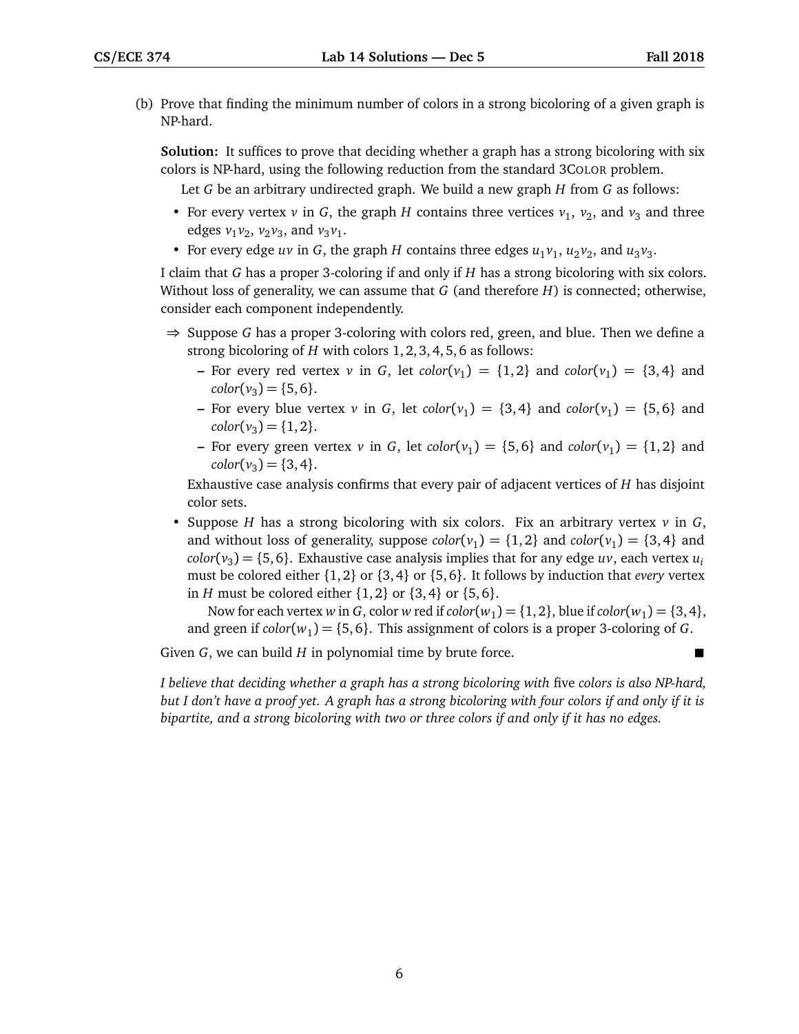(b) Prove that finding the minimum number of colors in a strong bicoloring of a given graph is NP-hard.

**Solution:** It suffices to prove that deciding whether a graph has a strong bicoloring with six colors is NP-hard, using the following reduction from the standard 3Color problem.

Let $G$ be an arbitrary undirected graph. We build a new graph $H$ from $G$ as follows:

- For every vertex $v$ in $G$, the graph $H$ contains three vertices $v_1$, $v_2$, and $v_3$ and three edges $v_1v_2$, $v_2v_3$, and $v_3v_1$.
- For every edge $uv$ in $G$, the graph $H$ contains three edges $u_1v_1$, $u_2v_2$, and $u_3v_3$.

I claim that $G$ has a proper 3-coloring if and only if $H$ has a strong bicoloring with six colors. Without loss of generality, we can assume that $G$ (and therefore $H$) is connected; otherwise, consider each component independently.

- $\Rightarrow$ Suppose $G$ has a proper 3-coloring with colors red, green, and blue. Then we define a strong bicoloring of $H$ with colors $1, 2, 3, 4, 5, 6$ as follows:
  - For every red vertex $v$ in $G$, let $color(v_1) = \{1, 2\}$ and $color(v_1) = \{3, 4\}$ and $color(v_3) = \{5, 6\}$.
  - For every blue vertex $v$ in $G$, let $color(v_1) = \{3, 4\}$ and $color(v_1) = \{5, 6\}$ and $color(v_3) = \{1, 2\}$.
  - For every green vertex $v$ in $G$, let $color(v_1) = \{5, 6\}$ and $color(v_1) = \{1, 2\}$ and $color(v_3) = \{3, 4\}$.

  Exhaustive case analysis confirms that every pair of adjacent vertices of $H$ has disjoint color sets.

- Suppose $H$ has a strong bicoloring with six colors. Fix an arbitrary vertex $v$ in $G$, and without loss of generality, suppose $color(v_1) = \{1, 2\}$ and $color(v_1) = \{3, 4\}$ and $color(v_3) = \{5, 6\}$. Exhaustive case analysis implies that for any edge $uv$, each vertex $u_i$ must be colored either $\{1, 2\}$ or $\{3, 4\}$ or $\{5, 6\}$. It follows by induction that *every* vertex in $H$ must be colored either $\{1, 2\}$ or $\{3, 4\}$ or $\{5, 6\}$.

  Now for each vertex $w$ in $G$, color $w$ red if $color(w_1) = \{1, 2\}$, blue if $color(w_1) = \{3, 4\}$, and green if $color(w_1) = \{5, 6\}$. This assignment of colors is a proper 3-coloring of $G$.

Given $G$, we can build $H$ in polynomial time by brute force. ■

*I believe that deciding whether a graph has a strong bicoloring with* five *colors is also NP-hard, but I don't have a proof yet. A graph has a strong bicoloring with four colors if and only if it is bipartite, and a strong bicoloring with two or three colors if and only if it has no edges.*